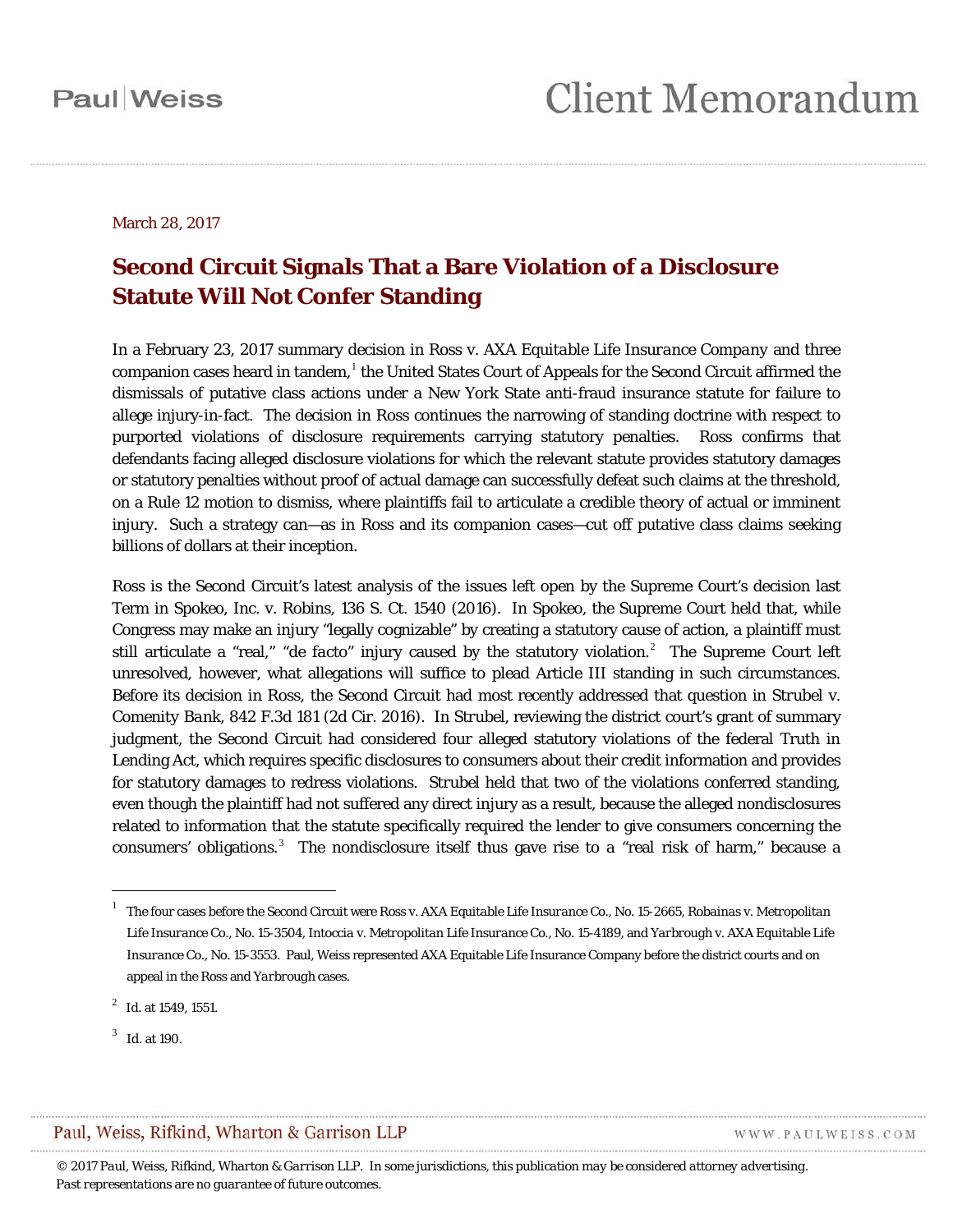March 28, 2017

# Second Circuit Signals That a Bare Violation of a Disclosure Statute Will Not Confer Standing

In a February 23, 2017 summary decision in *Ross v. AXA Equitable Life Insurance Company* and three companion cases heard in tandem,[1] the United States Court of Appeals for the Second Circuit affirmed the dismissals of putative class actions under a New York State anti-fraud insurance statute for failure to allege injury-in-fact. The decision in *Ross* continues the narrowing of standing doctrine with respect to purported violations of disclosure requirements carrying statutory penalties. *Ross* confirms that defendants facing alleged disclosure violations for which the relevant statute provides statutory damages or statutory penalties without proof of actual damage can successfully defeat such claims at the threshold, on a Rule 12 motion to dismiss, where plaintiffs fail to articulate a credible theory of actual or imminent injury. Such a strategy can—as in *Ross* and its companion cases—cut off putative class claims seeking billions of dollars at their inception.

*Ross* is the Second Circuit's latest analysis of the issues left open by the Supreme Court's decision last Term in *Spokeo, Inc. v. Robins*, 136 S. Ct. 1540 (2016). In *Spokeo*, the Supreme Court held that, while Congress may make an injury "legally cognizable" by creating a statutory cause of action, a plaintiff must still articulate a "real," "*de facto*" injury caused by the statutory violation.[2] The Supreme Court left unresolved, however, what allegations will suffice to plead Article III standing in such circumstances. Before its decision in *Ross*, the Second Circuit had most recently addressed that question in *Strubel v. Comenity Bank*, 842 F.3d 181 (2d Cir. 2016). In *Strubel*, reviewing the district court's grant of summary judgment, the Second Circuit had considered four alleged statutory violations of the federal Truth in Lending Act, which requires specific disclosures to consumers about their credit information and provides for statutory damages to redress violations. *Strubel* held that two of the violations conferred standing, even though the plaintiff had not suffered any direct injury as a result, because the alleged nondisclosures related to information that the statute specifically required the lender to give consumers concerning the consumers' obligations.[3] The nondisclosure itself thus gave rise to a "real risk of harm," because a

---

[1] The four cases before the Second Circuit were *Ross v. AXA Equitable Life Insurance Co.*, No. 15-2665, *Robainas v. Metropolitan Life Insurance Co.*, No. 15-3504, *Intoccia v. Metropolitan Life Insurance Co.*, No. 15-4189, and *Yarbrough v. AXA Equitable Life Insurance Co.*, No. 15-3553. Paul, Weiss represented AXA Equitable Life Insurance Company before the district courts and on appeal in the *Ross* and *Yarbrough* cases.

[2] *Id.* at 1549, 1551.

[3] *Id.* at 190.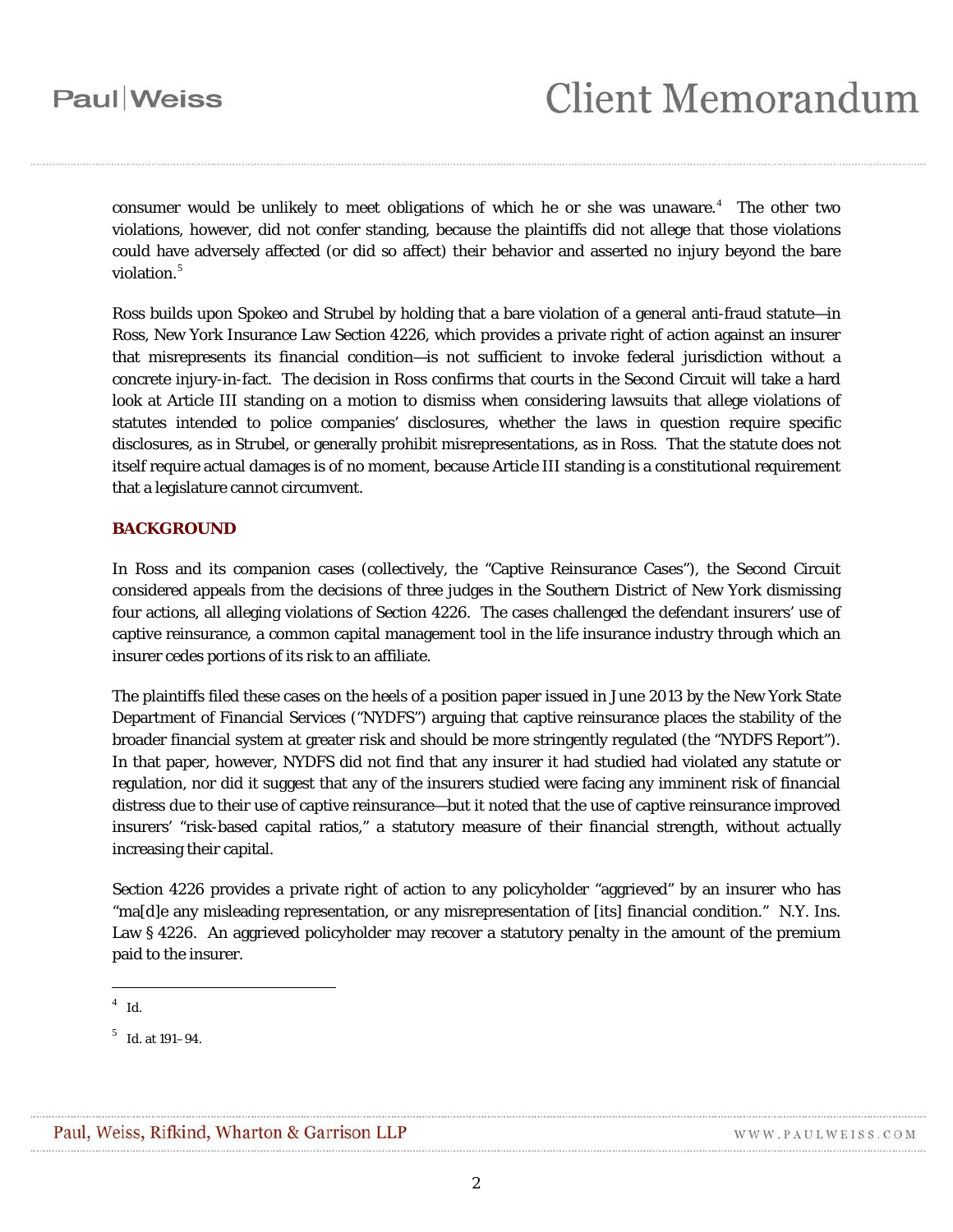consumer would be unlikely to meet obligations of which he or she was unaware.[4] The other two violations, however, did not confer standing, because the plaintiffs did not allege that those violations could have adversely affected (or did so affect) their behavior and asserted no injury beyond the bare violation.[5]

Ross builds upon Spokeo and Strubel by holding that a bare violation of a general anti-fraud statute—in Ross, New York Insurance Law Section 4226, which provides a private right of action against an insurer that misrepresents its financial condition—is not sufficient to invoke federal jurisdiction without a concrete injury-in-fact. The decision in Ross confirms that courts in the Second Circuit will take a hard look at Article III standing on a motion to dismiss when considering lawsuits that allege violations of statutes intended to police companies' disclosures, whether the laws in question require specific disclosures, as in Strubel, or generally prohibit misrepresentations, as in Ross. That the statute does not itself require actual damages is of no moment, because Article III standing is a constitutional requirement that a legislature cannot circumvent.

## BACKGROUND

In Ross and its companion cases (collectively, the "Captive Reinsurance Cases"), the Second Circuit considered appeals from the decisions of three judges in the Southern District of New York dismissing four actions, all alleging violations of Section 4226. The cases challenged the defendant insurers' use of captive reinsurance, a common capital management tool in the life insurance industry through which an insurer cedes portions of its risk to an affiliate.

The plaintiffs filed these cases on the heels of a position paper issued in June 2013 by the New York State Department of Financial Services ("NYDFS") arguing that captive reinsurance places the stability of the broader financial system at greater risk and should be more stringently regulated (the "NYDFS Report"). In that paper, however, NYDFS did not find that any insurer it had studied had violated any statute or regulation, nor did it suggest that any of the insurers studied were facing any imminent risk of financial distress due to their use of captive reinsurance—but it noted that the use of captive reinsurance improved insurers' "risk-based capital ratios," a statutory measure of their financial strength, without actually increasing their capital.

Section 4226 provides a private right of action to any policyholder "aggrieved" by an insurer who has "ma[d]e any misleading representation, or any misrepresentation of [its] financial condition." N.Y. Ins. Law § 4226. An aggrieved policyholder may recover a statutory penalty in the amount of the premium paid to the insurer.

---

[4] Id.

[5] Id. at 191–94.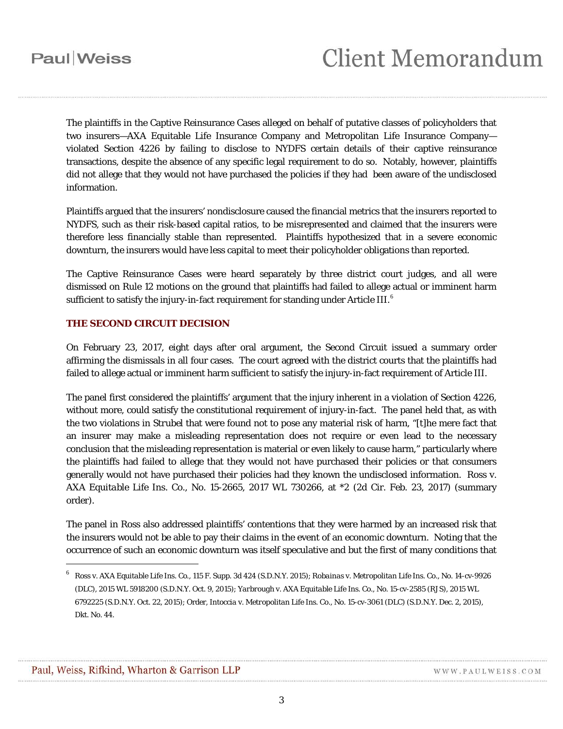The plaintiffs in the Captive Reinsurance Cases alleged on behalf of putative classes of policyholders that two insurers—AXA Equitable Life Insurance Company and Metropolitan Life Insurance Company—violated Section 4226 by failing to disclose to NYDFS certain details of their captive reinsurance transactions, despite the absence of any specific legal requirement to do so. Notably, however, plaintiffs did not allege that they would not have purchased the policies if they had been aware of the undisclosed information.

Plaintiffs argued that the insurers' nondisclosure caused the financial metrics that the insurers reported to NYDFS, such as their risk-based capital ratios, to be misrepresented and claimed that the insurers were therefore less financially stable than represented. Plaintiffs hypothesized that in a severe economic downturn, the insurers would have less capital to meet their policyholder obligations than reported.

The Captive Reinsurance Cases were heard separately by three district court judges, and all were dismissed on Rule 12 motions on the ground that plaintiffs had failed to allege actual or imminent harm sufficient to satisfy the injury-in-fact requirement for standing under Article III.[6]

### THE SECOND CIRCUIT DECISION

On February 23, 2017, eight days after oral argument, the Second Circuit issued a summary order affirming the dismissals in all four cases. The court agreed with the district courts that the plaintiffs had failed to allege actual or imminent harm sufficient to satisfy the injury-in-fact requirement of Article III.

The panel first considered the plaintiffs' argument that the injury inherent in a violation of Section 4226, without more, could satisfy the constitutional requirement of injury-in-fact. The panel held that, as with the two violations in *Strubel* that were found not to pose any material risk of harm, "[t]he mere fact that an insurer may make a misleading representation does not require or even lead to the necessary conclusion that the misleading representation is material or even likely to cause harm," particularly where the plaintiffs had failed to allege that they would not have purchased their policies or that consumers generally would not have purchased their policies had they known the undisclosed information. *Ross v. AXA Equitable Life Ins. Co.*, No. 15-2665, 2017 WL 730266, at *2 (2d Cir. Feb. 23, 2017) (summary order).

The panel in *Ross* also addressed plaintiffs' contentions that they were harmed by an increased risk that the insurers would not be able to pay their claims in the event of an economic downturn. Noting that the occurrence of such an economic downturn was itself speculative and but the first of many conditions that

---

[6] *Ross v. AXA Equitable Life Ins. Co.*, 115 F. Supp. 3d 424 (S.D.N.Y. 2015); *Robainas v. Metropolitan Life Ins. Co.*, No. 14-cv-9926 (DLC), 2015 WL 5918200 (S.D.N.Y. Oct. 9, 2015); *Yarbrough v. AXA Equitable Life Ins. Co.*, No. 15-cv-2585 (RJS), 2015 WL 6792225 (S.D.N.Y. Oct. 22, 2015); Order, *Intoccia v. Metropolitan Life Ins. Co.*, No. 15-cv-3061 (DLC) (S.D.N.Y. Dec. 2, 2015), Dkt. No. 44.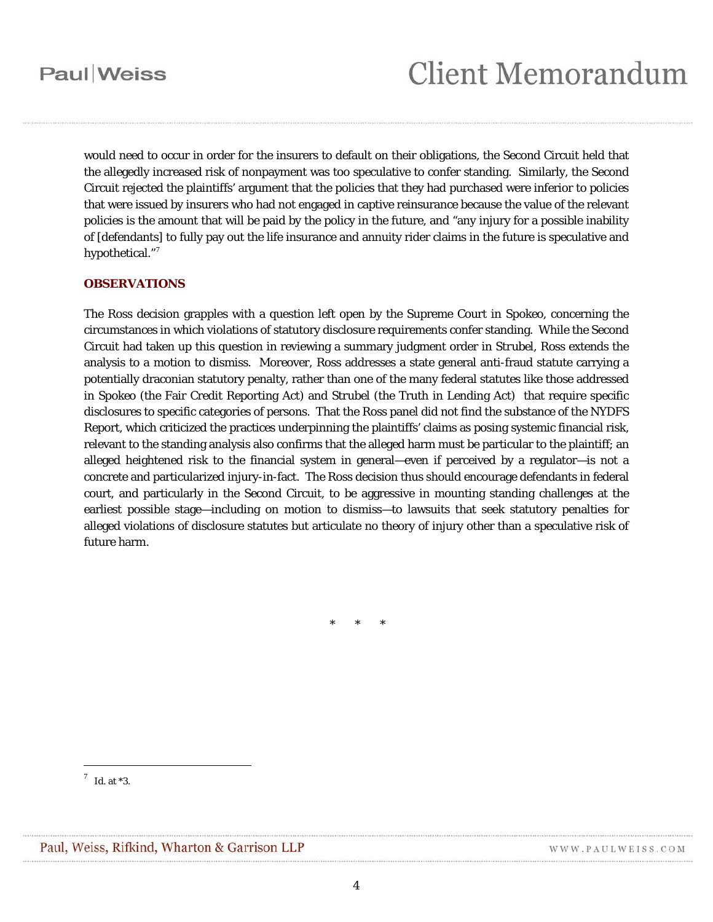would need to occur in order for the insurers to default on their obligations, the Second Circuit held that the allegedly increased risk of nonpayment was too speculative to confer standing. Similarly, the Second Circuit rejected the plaintiffs' argument that the policies that they had purchased were inferior to policies that were issued by insurers who had not engaged in captive reinsurance because the value of the relevant policies is the amount that will be paid by the policy in the future, and "any injury for a possible inability of [defendants] to fully pay out the life insurance and annuity rider claims in the future is speculative and hypothetical."[7]

## OBSERVATIONS

The Ross decision grapples with a question left open by the Supreme Court in Spokeo, concerning the circumstances in which violations of statutory disclosure requirements confer standing. While the Second Circuit had taken up this question in reviewing a summary judgment order in Strubel, Ross extends the analysis to a motion to dismiss. Moreover, Ross addresses a state general anti-fraud statute carrying a potentially draconian statutory penalty, rather than one of the many federal statutes like those addressed in Spokeo (the Fair Credit Reporting Act) and Strubel (the Truth in Lending Act) that require specific disclosures to specific categories of persons. That the Ross panel did not find the substance of the NYDFS Report, which criticized the practices underpinning the plaintiffs' claims as posing systemic financial risk, relevant to the standing analysis also confirms that the alleged harm must be particular to the plaintiff; an alleged heightened risk to the financial system in general—even if perceived by a regulator—is not a concrete and particularized injury-in-fact. The Ross decision thus should encourage defendants in federal court, and particularly in the Second Circuit, to be aggressive in mounting standing challenges at the earliest possible stage—including on motion to dismiss—to lawsuits that seek statutory penalties for alleged violations of disclosure statutes but articulate no theory of injury other than a speculative risk of future harm.

\* \* \*

[7] Id. at *3.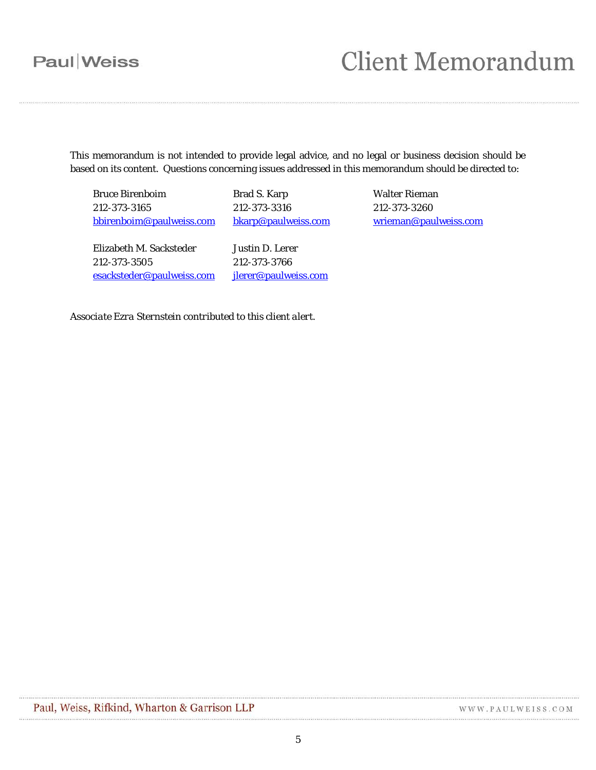This memorandum is not intended to provide legal advice, and no legal or business decision should be based on its content. Questions concerning issues addressed in this memorandum should be directed to:

| | | |
|---|---|---|
| Bruce Birenboim<br>212-373-3165<br>bbirenboim@paulweiss.com | Brad S. Karp<br>212-373-3316<br>bkarp@paulweiss.com | Walter Rieman<br>212-373-3260<br>wrieman@paulweiss.com |
| Elizabeth M. Sacksteder<br>212-373-3505<br>esacksteder@paulweiss.com | Justin D. Lerer<br>212-373-3766<br>jlerer@paulweiss.com | |

*Associate Ezra Sternstein contributed to this client alert.*